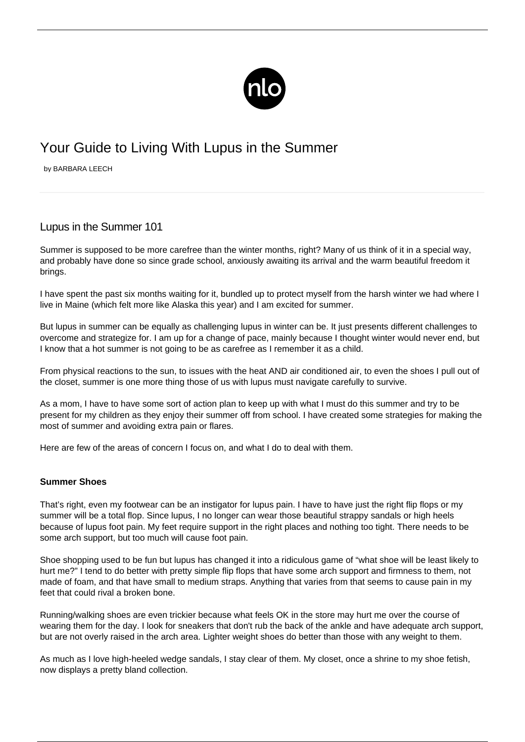# Your Guide to Living With Lupus in the Summer

by BARBARA LEECH

## Lupus in the Summer 101

Summer is supposed to be more carefree than the winter months, right? Many of us think of it in a special way, and probably have done so since grade school, anxiously awaiting its arrival and the warm beautiful freedom it brings.

I have spent the past six months waiting for it, bundled up to protect myself from the harsh winter we had where I live in Maine (which felt more like Alaska this year) and I am excited for summer.

But lupus in summer can be equally as challenging lupus in winter can be. It just presents different challenges to overcome and strategize for. I am up for a change of pace, mainly because I thought winter would never end, but I know that a hot summer is not going to be as carefree as I remember it as a child.

From physical reactions to the sun, to issues with the heat AND air conditioned air, to even the shoes I pull out of the closet, summer is one more thing those of us with lupus must navigate carefully to survive.

As a mom, I have to have some sort of action plan to keep up with what I must do this summer and try to be present for my children as they enjoy their summer off from school. I have created some strategies for making the most of summer and avoiding extra pain or flares.

Here are few of the areas of concern I focus on, and what I do to deal with them.

**Summer Shoes**

That's right, even my footwear can be an instigator for lupus pain. I have to have just the right flip flops or my summer will be a total flop. Since lupus, I no longer can wear those beautiful strappy sandals or high heels because of lupus foot pain. My feet require support in the right places and nothing too tight. There needs to be some arch support, but too much will cause foot pain.

Shoe shopping used to be fun but lupus has changed it into a ridiculous game of "what shoe will be least likely to hurt me?" I tend to do better with pretty simple flip flops that have some arch support and firmness to them, not made of foam, and that have small to medium straps. Anything that varies from that seems to cause pain in my feet that could rival a broken bone.

Running/walking shoes are even trickier because what feels OK in the store may hurt me over the course of wearing them for the day. I look for sneakers that don't rub the back of the ankle and have adequate arch support, but are not overly raised in the arch area. Lighter weight shoes do better than those with any weight to them.

As much as I love high-heeled wedge sandals, I stay clear of them. My closet, once a shrine to my shoe fetish, now displays a pretty bland collection.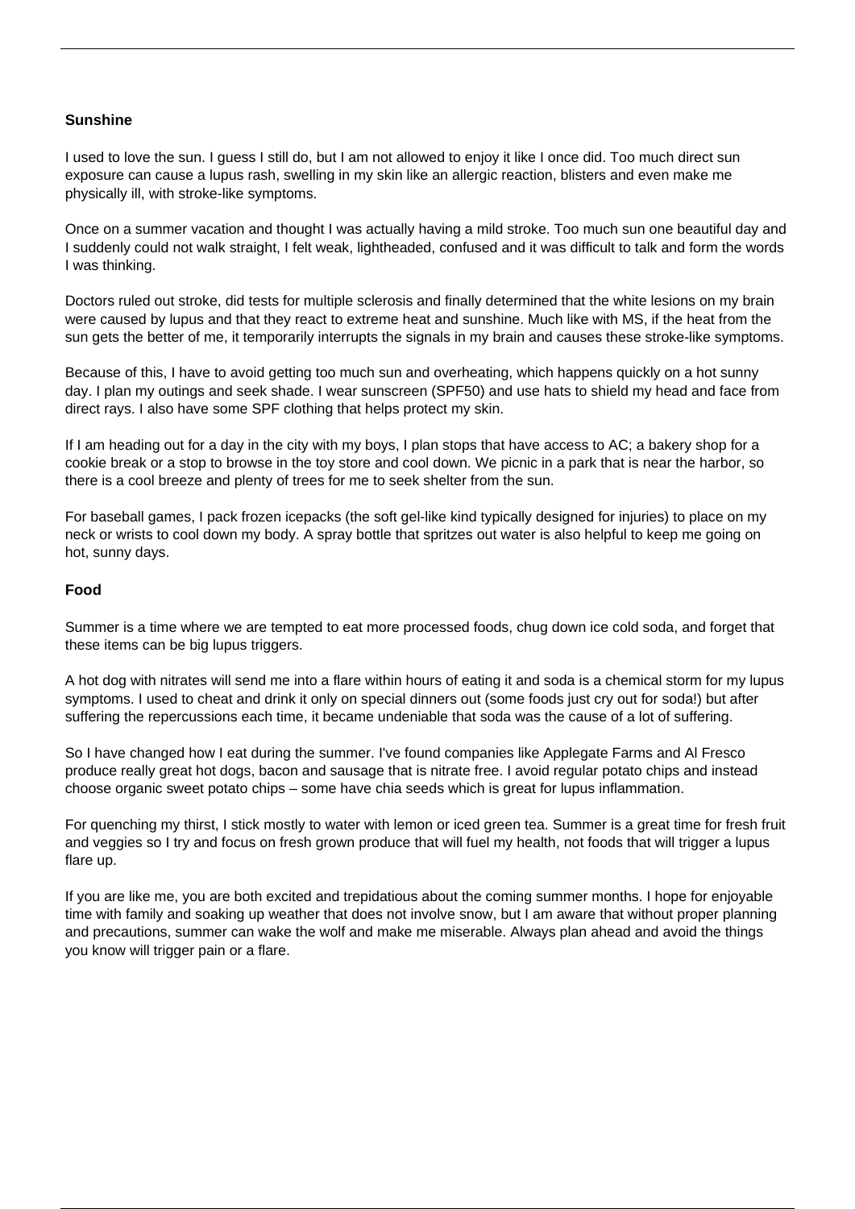### Sunshine

I used to love the sun. I guess I still do, but I am not allowed to enjoy it like I once did. Too much direct sun exposure can cause a lupus rash, swelling in my skin like an allergic reaction, blisters and even make me physically ill, with stroke-like symptoms.

Once on a summer vacation and thought I was actually having a mild stroke. Too much sun one beautiful day and I suddenly could not walk straight, I felt weak, lightheaded, confused and it was difficult to talk and form the words I was thinking.

Doctors ruled out stroke, did tests for multiple sclerosis and finally determined that the white lesions on my brain were caused by lupus and that they react to extreme heat and sunshine. Much like with MS, if the heat from the sun gets the better of me, it temporarily interrupts the signals in my brain and causes these stroke-like symptoms.

Because of this, I have to avoid getting too much sun and overheating, which happens quickly on a hot sunny day. I plan my outings and seek shade. I wear sunscreen (SPF50) and use hats to shield my head and face from direct rays. I also have some SPF clothing that helps protect my skin.

If I am heading out for a day in the city with my boys, I plan stops that have access to AC; a bakery shop for a cookie break or a stop to browse in the toy store and cool down. We picnic in a park that is near the harbor, so there is a cool breeze and plenty of trees for me to seek shelter from the sun.

For baseball games, I pack frozen icepacks (the soft gel-like kind typically designed for injuries) to place on my neck or wrists to cool down my body. A spray bottle that spritzes out water is also helpful to keep me going on hot, sunny days.

### Food

Summer is a time where we are tempted to eat more processed foods, chug down ice cold soda, and forget that these items can be big lupus triggers.

A hot dog with nitrates will send me into a flare within hours of eating it and soda is a chemical storm for my lupus symptoms. I used to cheat and drink it only on special dinners out (some foods just cry out for soda!) but after suffering the repercussions each time, it became undeniable that soda was the cause of a lot of suffering.

So I have changed how I eat during the summer. I've found companies like Applegate Farms and Al Fresco produce really great hot dogs, bacon and sausage that is nitrate free. I avoid regular potato chips and instead choose organic sweet potato chips – some have chia seeds which is great for lupus inflammation.

For quenching my thirst, I stick mostly to water with lemon or iced green tea. Summer is a great time for fresh fruit and veggies so I try and focus on fresh grown produce that will fuel my health, not foods that will trigger a lupus flare up.

If you are like me, you are both excited and trepidatious about the coming summer months. I hope for enjoyable time with family and soaking up weather that does not involve snow, but I am aware that without proper planning and precautions, summer can wake the wolf and make me miserable. Always plan ahead and avoid the things you know will trigger pain or a flare.